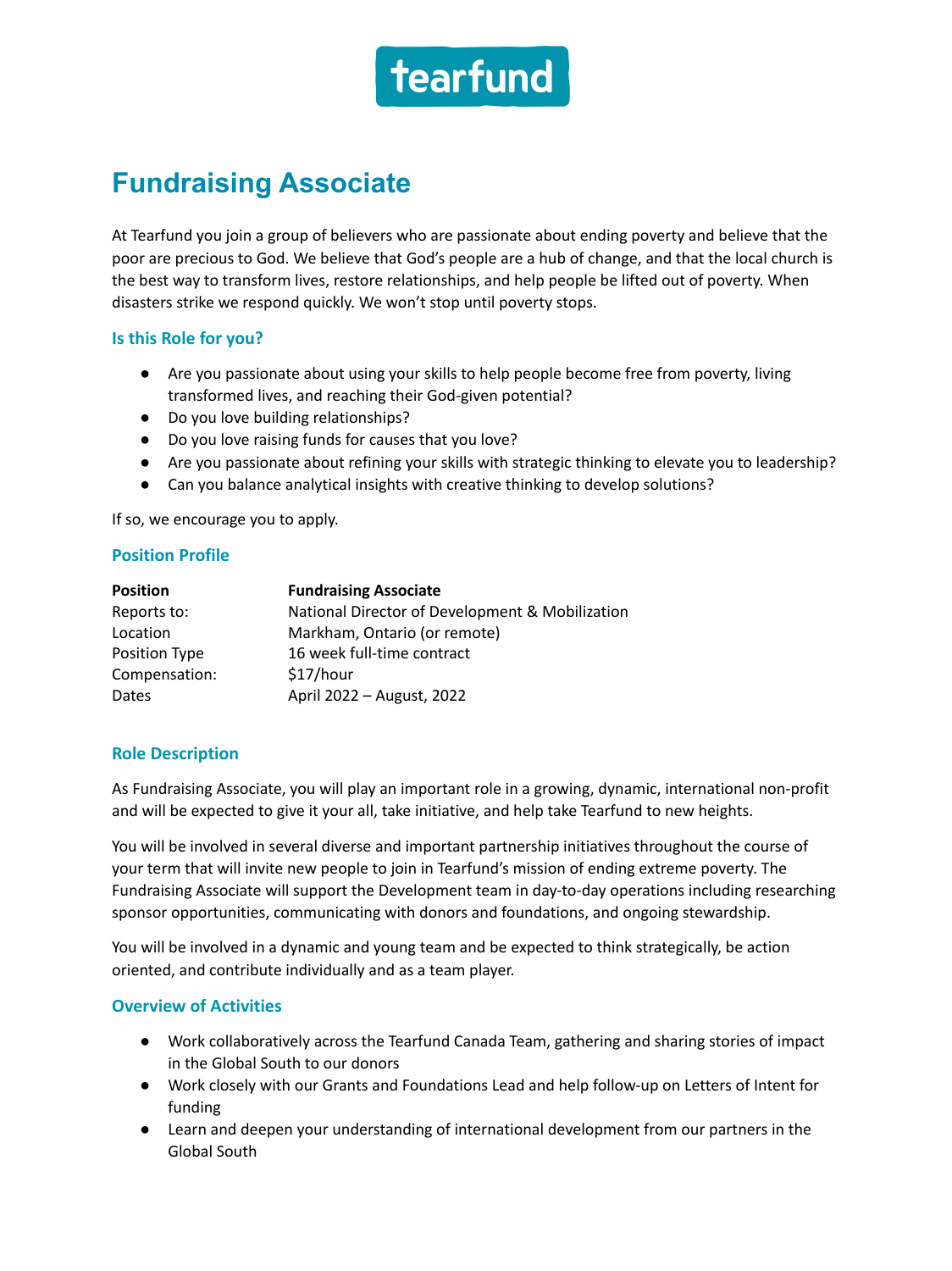tearfund

# Fundraising Associate

At Tearfund you join a group of believers who are passionate about ending poverty and believe that the poor are precious to God. We believe that God's people are a hub of change, and that the local church is the best way to transform lives, restore relationships, and help people be lifted out of poverty. When disasters strike we respond quickly. We won't stop until poverty stops.

### Is this Role for you?

- Are you passionate about using your skills to help people become free from poverty, living transformed lives, and reaching their God-given potential?
- Do you love building relationships?
- Do you love raising funds for causes that you love?
- Are you passionate about refining your skills with strategic thinking to elevate you to leadership?
- Can you balance analytical insights with creative thinking to develop solutions?

If so, we encourage you to apply.

### Position Profile

| **Position** | **Fundraising Associate** |
|---|---|
| Reports to: | National Director of Development & Mobilization |
| Location | Markham, Ontario (or remote) |
| Position Type | 16 week full-time contract |
| Compensation: | $17/hour |
| Dates | April 2022 – August, 2022 |

### Role Description

As Fundraising Associate, you will play an important role in a growing, dynamic, international non-profit and will be expected to give it your all, take initiative, and help take Tearfund to new heights.

You will be involved in several diverse and important partnership initiatives throughout the course of your term that will invite new people to join in Tearfund's mission of ending extreme poverty. The Fundraising Associate will support the Development team in day-to-day operations including researching sponsor opportunities, communicating with donors and foundations, and ongoing stewardship.

You will be involved in a dynamic and young team and be expected to think strategically, be action oriented, and contribute individually and as a team player.

### Overview of Activities

- Work collaboratively across the Tearfund Canada Team, gathering and sharing stories of impact in the Global South to our donors
- Work closely with our Grants and Foundations Lead and help follow-up on Letters of Intent for funding
- Learn and deepen your understanding of international development from our partners in the Global South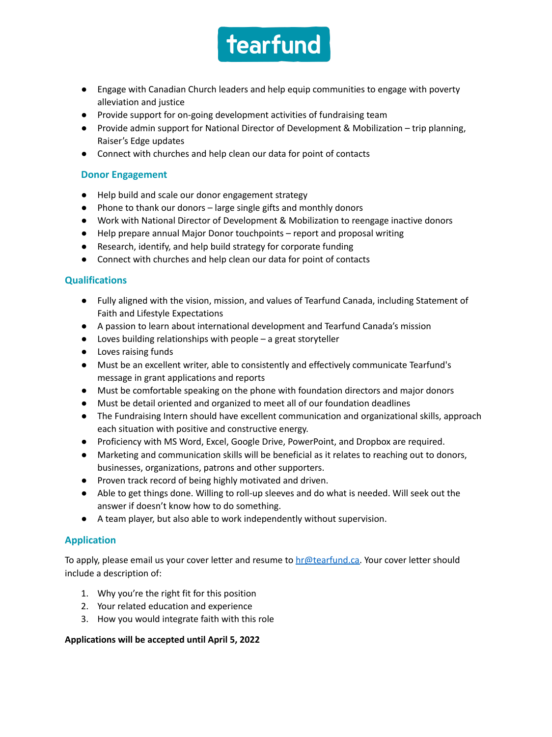- Engage with Canadian Church leaders and help equip communities to engage with poverty alleviation and justice
- Provide support for on-going development activities of fundraising team
- Provide admin support for National Director of Development & Mobilization – trip planning, Raiser's Edge updates
- Connect with churches and help clean our data for point of contacts

### Donor Engagement

- Help build and scale our donor engagement strategy
- Phone to thank our donors – large single gifts and monthly donors
- Work with National Director of Development & Mobilization to reengage inactive donors
- Help prepare annual Major Donor touchpoints – report and proposal writing
- Research, identify, and help build strategy for corporate funding
- Connect with churches and help clean our data for point of contacts

## Qualifications

- Fully aligned with the vision, mission, and values of Tearfund Canada, including Statement of Faith and Lifestyle Expectations
- A passion to learn about international development and Tearfund Canada's mission
- Loves building relationships with people – a great storyteller
- Loves raising funds
- Must be an excellent writer, able to consistently and effectively communicate Tearfund's message in grant applications and reports
- Must be comfortable speaking on the phone with foundation directors and major donors
- Must be detail oriented and organized to meet all of our foundation deadlines
- The Fundraising Intern should have excellent communication and organizational skills, approach each situation with positive and constructive energy.
- Proficiency with MS Word, Excel, Google Drive, PowerPoint, and Dropbox are required.
- Marketing and communication skills will be beneficial as it relates to reaching out to donors, businesses, organizations, patrons and other supporters.
- Proven track record of being highly motivated and driven.
- Able to get things done. Willing to roll-up sleeves and do what is needed. Will seek out the answer if doesn't know how to do something.
- A team player, but also able to work independently without supervision.

## Application

To apply, please email us your cover letter and resume to hr@tearfund.ca. Your cover letter should include a description of:

1. Why you're the right fit for this position
2. Your related education and experience
3. How you would integrate faith with this role

**Applications will be accepted until April 5, 2022**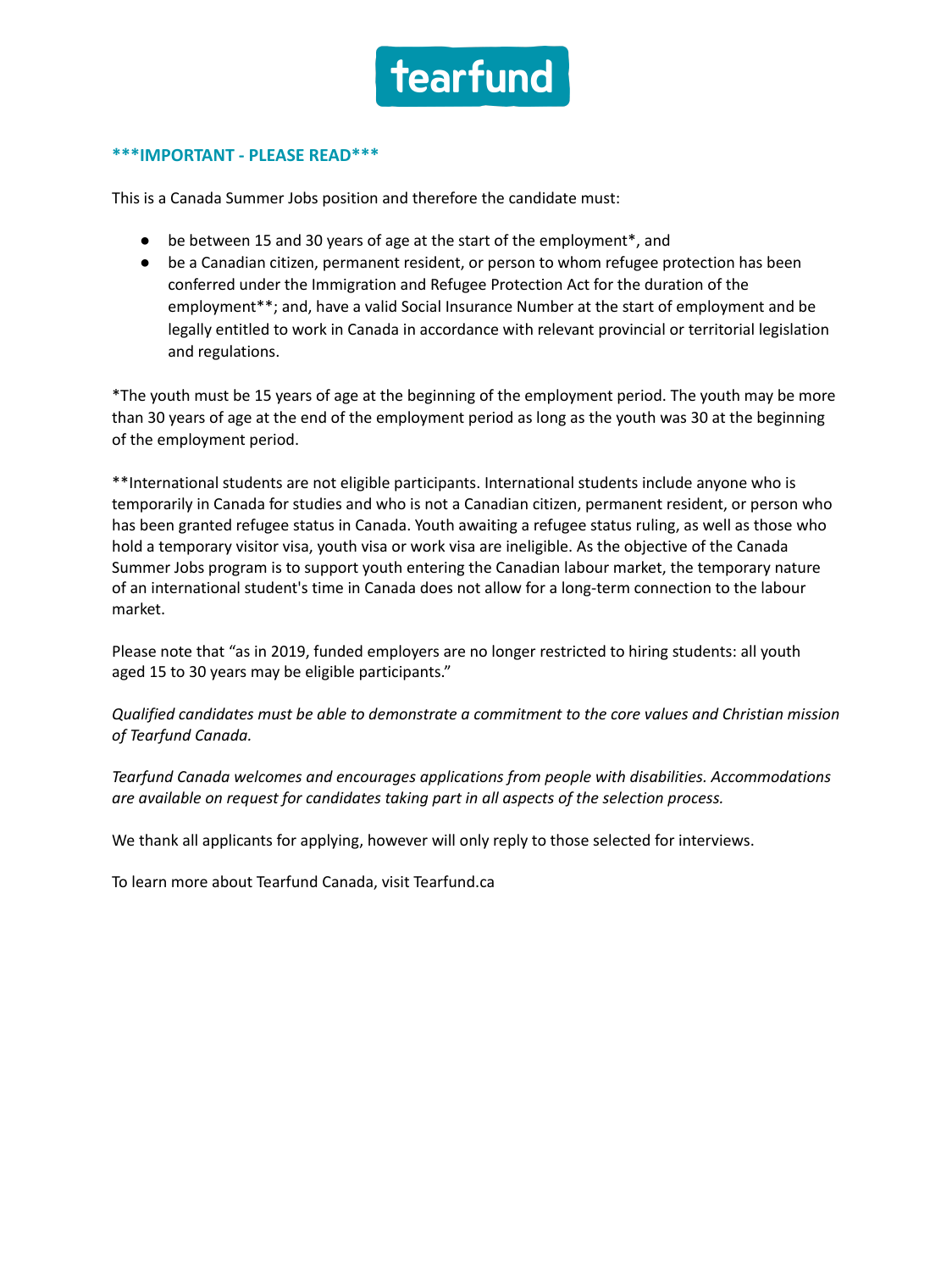tearfund

**\*\*\*IMPORTANT - PLEASE READ\*\*\***

This is a Canada Summer Jobs position and therefore the candidate must:

- be between 15 and 30 years of age at the start of the employment*, and
- be a Canadian citizen, permanent resident, or person to whom refugee protection has been conferred under the Immigration and Refugee Protection Act for the duration of the employment**; and, have a valid Social Insurance Number at the start of employment and be legally entitled to work in Canada in accordance with relevant provincial or territorial legislation and regulations.

*The youth must be 15 years of age at the beginning of the employment period. The youth may be more than 30 years of age at the end of the employment period as long as the youth was 30 at the beginning of the employment period.

**International students are not eligible participants. International students include anyone who is temporarily in Canada for studies and who is not a Canadian citizen, permanent resident, or person who has been granted refugee status in Canada. Youth awaiting a refugee status ruling, as well as those who hold a temporary visitor visa, youth visa or work visa are ineligible. As the objective of the Canada Summer Jobs program is to support youth entering the Canadian labour market, the temporary nature of an international student's time in Canada does not allow for a long-term connection to the labour market.

Please note that "as in 2019, funded employers are no longer restricted to hiring students: all youth aged 15 to 30 years may be eligible participants."

*Qualified candidates must be able to demonstrate a commitment to the core values and Christian mission of Tearfund Canada.*

*Tearfund Canada welcomes and encourages applications from people with disabilities. Accommodations are available on request for candidates taking part in all aspects of the selection process.*

We thank all applicants for applying, however will only reply to those selected for interviews.

To learn more about Tearfund Canada, visit Tearfund.ca